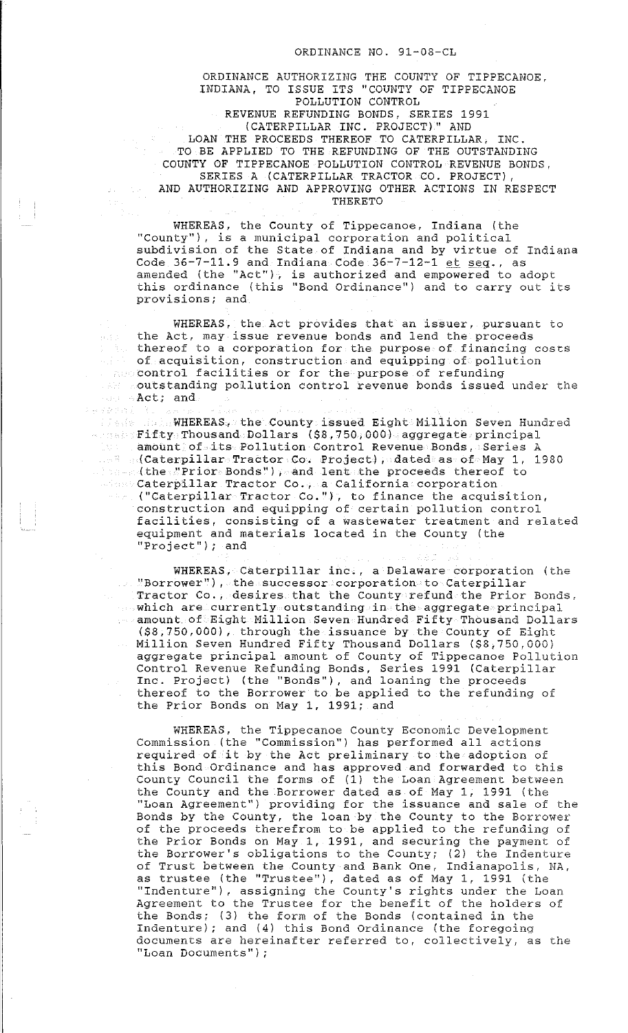ORDINANCE NO. 91-08-CL

ORDINANCE AUTHORIZING THE COUNTY OF TIPPECANOE, INDIANA, TO ISSUE ITS "COUNTY OF TIPPECANOE POLLUTION CONTROL REVENUE REFUNDING BONDS, SERIES 1991 (CATERPILLAR INC. PROJECT)" AND LOAN THE PROCEEDS THEREOF TO CATERPILLAR, INC. TO BE APPLIED TO THE REFUNDING OF THE OUTSTANDING COUNTY OF TIPPECANOE POLLUTION CONTROL REVENUE BONDS, SERIES A (CATERPILLAR TRACTOR CO. PROJECT), AND AUTHORIZING AND APPROVING OTHER ACTIONS IN RESPECT THERETO

WHEREAS, the County of Tippecanoe, Indiana (the "County"), is a municipal corporation and political subdivision of the State of Indiana and by virtue of Indiana Code 36-7-11.9 and Indiana Code 36-7-12-1 et seq., as amended (the "Act"), is authorized and empowered to adopt this ordinance (this "Bond Ordinance") and to carry out its provisions; and

WHEREAS, the Act provides that an issuer, pursuant to the Act, may issue revenue bonds and lend the proceeds thereof to a corporation for the purpose of financing costs of acquisition, construction and equipping of pollution control facilities or for the purpose of refunding outstanding pollution control revenue bonds issued under the Act; and

WHEREAS, the County issued Eight Million Seven Hundred Fifty Thousand Dollars ($8,750,000) aggregate principal amount of its Pollution Control Revenue Bonds, Series A (Caterpillar Tractor Co. Project), dated as of May 1, 1980 (the "Prior Bonds"), and lent the proceeds thereof to Caterpillar Tractor Co., a California corporation ("Caterpillar Tractor Co."), to finance the acquisition, construction and equipping of certain pollution control facilities, consisting of a wastewater treatment and related equipment and materials located in the County (the "Project"); and

WHEREAS, Caterpillar inc., a Delaware corporation (the "Borrower"), the successor corporation to Caterpillar Tractor Co., desires that the County refund the Prior Bonds, which are currently outstanding in the aggregate principal amount of Eight Million Seven Hundred Fifty Thousand Dollars ($8,750,000), through the issuance by the County of Eight Million Seven Hundred Fifty Thousand Dollars ($8,750,000) aggregate principal amount of County of Tippecanoe Pollution Control Revenue Refunding Bonds, Series 1991 (Caterpillar Inc. Project) (the "Bonds"), and loaning the proceeds thereof to the Borrower to be applied to the refunding of the Prior Bonds on May 1, 1991; and

WHEREAS, the Tippecanoe County Economic Development Commission (the "Commission") has performed all actions required of it by the Act preliminary to the adoption of this Bond Ordinance and has approved and forwarded to this County Council the forms of (1) the Loan Agreement between the County and the Borrower dated as of May 1, 1991 (the "Loan Agreement") providing for the issuance and sale of the Bonds by the County, the loan by the County to the Borrower of the proceeds therefrom to be applied to the refunding of the Prior Bonds on May 1, 1991, and securing the payment of the Borrower's obligations to the County; (2) the Indenture of Trust between the County and Bank One, Indianapolis, NA, as trustee (the "Trustee"), dated as of May 1, 1991 (the "Indenture"), assigning the County's rights under the Loan Agreement to the Trustee for the benefit of the holders of the Bonds; (3) the form of the Bonds (contained in the Indenture); and (4) this Bond Ordinance (the foregoing documents are hereinafter referred to, collectively, as the "Loan Documents");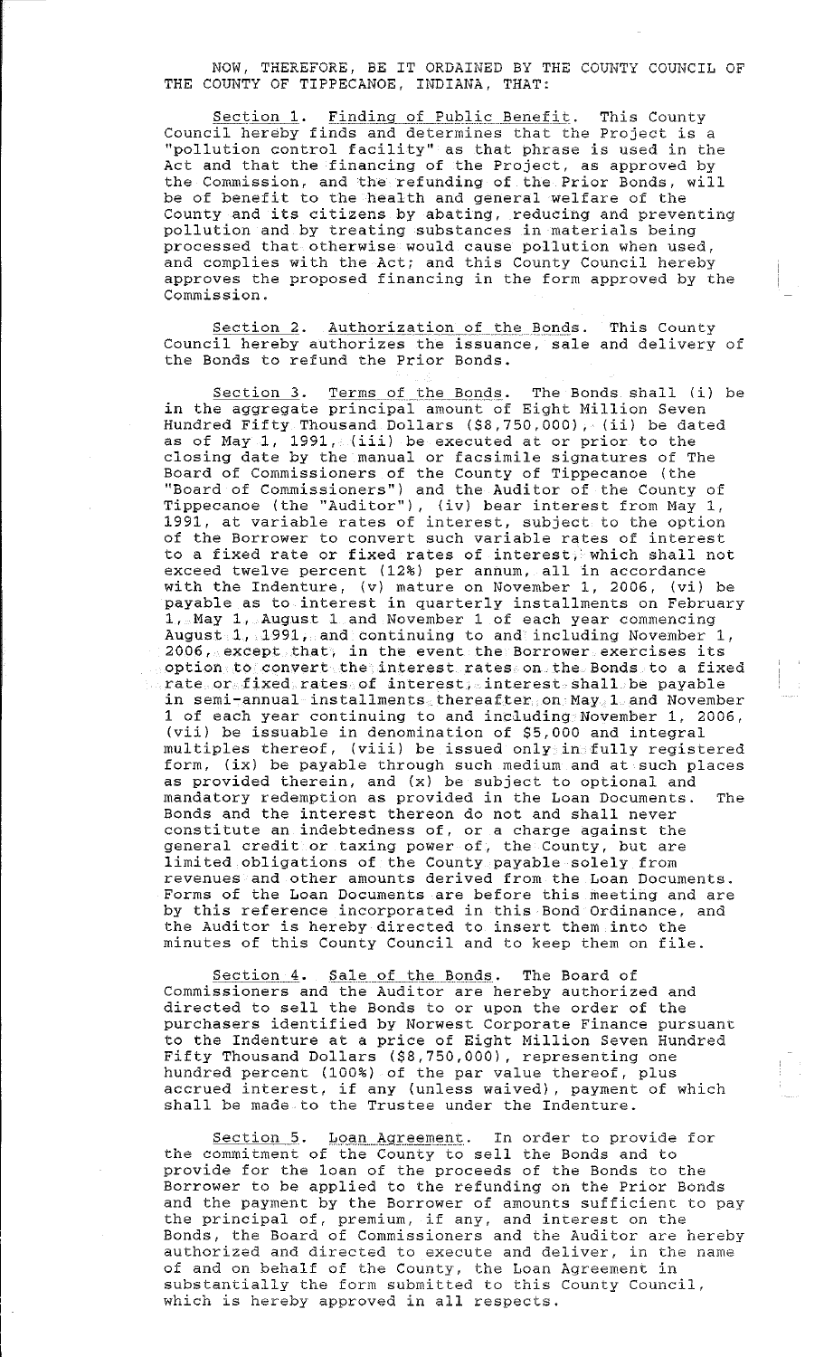NOW, THEREFORE, BE IT ORDAINED BY THE COUNTY COUNCIL OF THE COUNTY OF TIPPECANOE, INDIANA, THAT:

Section 1. Finding of Public Benefit. This County Council hereby finds and determines that the Project is a "pollution control facility" as that phrase is used in the Act and that the financing of the Project, as approved by the Commission, and the refunding of the Prior Bonds, will be of benefit to the health and general welfare of the County and its citizens by abating, reducing and preventing pollution and by treating substances in materials being processed that otherwise would cause pollution when used, and complies with the Act; and this County Council hereby approves the proposed financing in the form approved by the Commission.

Section 2. Authorization of the Bonds. This County Council hereby authorizes the issuance, sale and delivery of the Bonds to refund the Prior Bonds.

Section 3. Terms of the Bonds. The Bonds shall (i) be in the aggregate principal amount of Eight Million Seven Hundred Fifty Thousand Dollars ($8,750,000), (ii) be dated as of May 1, 1991, (iii) be executed at or prior to the closing date by the manual or facsimile signatures of The Board of Commissioners of the County of Tippecanoe (the "Board of Commissioners") and the Auditor of the County of Tippecanoe (the "Auditor"), (iv) bear interest from May 1, 1991, at variable rates of interest, subject to the option of the Borrower to convert such variable rates of interest to a fixed rate or fixed rates of interest, which shall not exceed twelve percent (12%) per annum, all in accordance with the Indenture, (v) mature on November 1, 2006, (vi) be payable as to interest in quarterly installments on February 1, May 1, August 1 and November 1 of each year commencing August 1, 1991, and continuing to and including November 1, 2006, except that, in the event the Borrower exercises its option to convert the interest rates on the Bonds to a fixed rate or fixed rates of interest, interest shall be payable in semi-annual installments thereafter on May 1 and November 1 of each year continuing to and including November 1, 2006, (vii) be issuable in denomination of $5,000 and integral multiples thereof, (viii) be issued only in fully registered form, (ix) be payable through such medium and at such places as provided therein, and (x) be subject to optional and mandatory redemption as provided in the Loan Documents. The Bonds and the interest thereon do not and shall never constitute an indebtedness of, or a charge against the general credit or taxing power of, the County, but are limited obligations of the County payable solely from revenues and other amounts derived from the Loan Documents. Forms of the Loan Documents are before this meeting and are by this reference incorporated in this Bond Ordinance, and the Auditor is hereby directed to insert them into the minutes of this County Council and to keep them on file.

Section 4. Sale of the Bonds. The Board of Commissioners and the Auditor are hereby authorized and directed to sell the Bonds to or upon the order of the purchasers identified by Norwest Corporate Finance pursuant to the Indenture at a price of Eight Million Seven Hundred Fifty Thousand Dollars ($8,750,000), representing one hundred percent (100%) of the par value thereof, plus accrued interest, if any (unless waived), payment of which shall be made to the Trustee under the Indenture.

Section 5. Loan Agreement. In order to provide for the commitment of the County to sell the Bonds and to provide for the loan of the proceeds of the Bonds to the Borrower to be applied to the refunding on the Prior Bonds and the payment by the Borrower of amounts sufficient to pay the principal of, premium, if any, and interest on the Bonds, the Board of Commissioners and the Auditor are hereby authorized and directed to execute and deliver, in the name of and on behalf of the County, the Loan Agreement in substantially the form submitted to this County Council, which is hereby approved in all respects.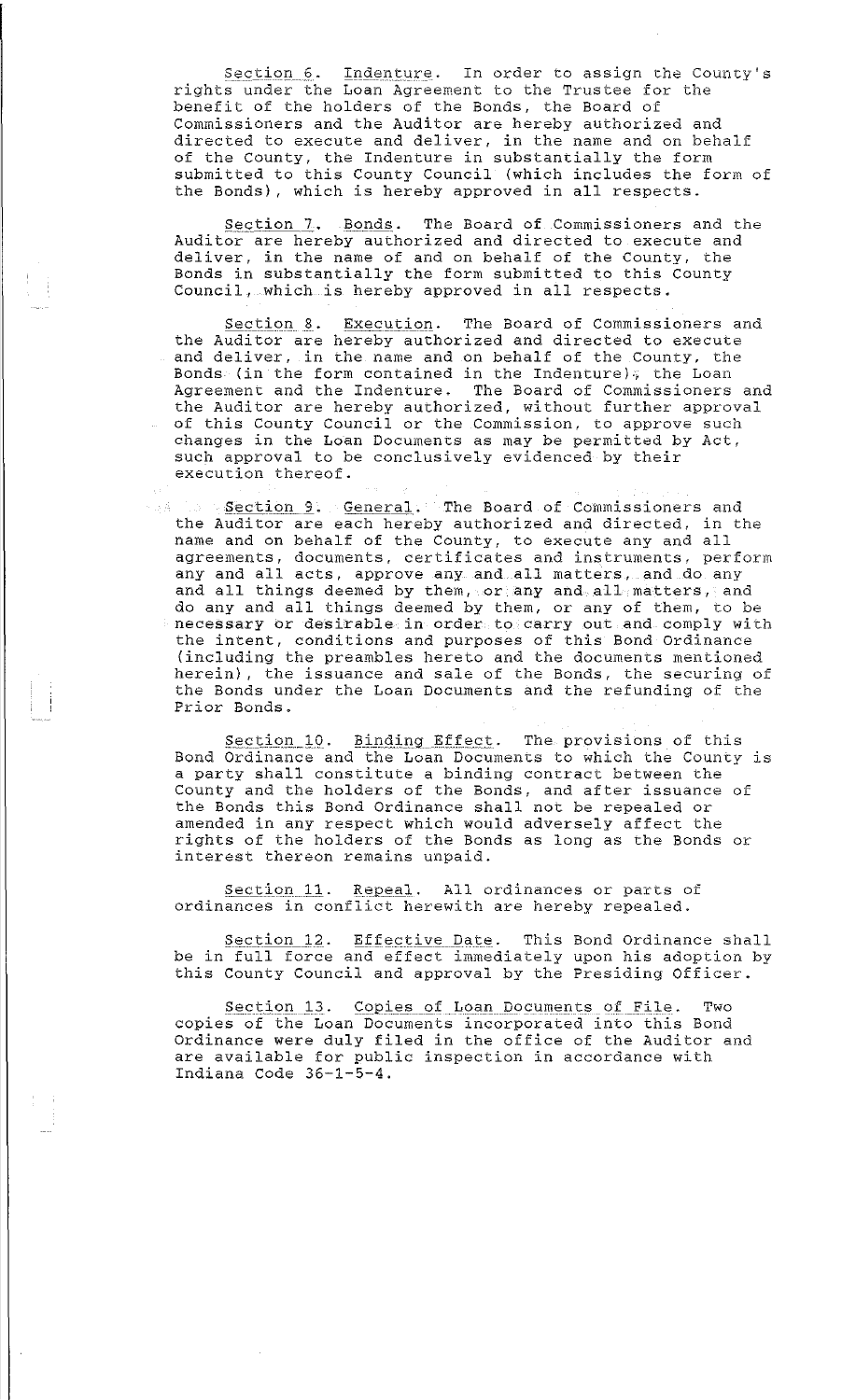Section 6. Indenture. In order to assign the County's rights under the Loan Agreement to the Trustee for the benefit of the holders of the Bonds, the Board of Commissioners and the Auditor are hereby authorized and directed to execute and deliver, in the name and on behalf of the County, the Indenture in substantially the form submitted to this County Council (which includes the form of the Bonds), which is hereby approved in all respects.

Section 7. Bonds. The Board of Commissioners and the Auditor are hereby authorized and directed to execute and deliver, in the name of and on behalf of the County, the Bonds in substantially the form submitted to this County Council, which is hereby approved in all respects.

Section 8. Execution. The Board of Commissioners and the Auditor are hereby authorized and directed to execute and deliver, in the name and on behalf of the County, the Bonds (in the form contained in the Indenture), the Loan Agreement and the Indenture. The Board of Commissioners and the Auditor are hereby authorized, without further approval of this County Council or the Commission, to approve such changes in the Loan Documents as may be permitted by Act, such approval to be conclusively evidenced by their execution thereof.

Section 9. General. The Board of Commissioners and the Auditor are each hereby authorized and directed, in the name and on behalf of the County, to execute any and all agreements, documents, certificates and instruments, perform any and all acts, approve any and all matters, and do any and all things deemed by them, or any and all matters, and do any and all things deemed by them, or any of them, to be necessary or desirable in order to carry out and comply with the intent, conditions and purposes of this Bond Ordinance (including the preambles hereto and the documents mentioned herein), the issuance and sale of the Bonds, the securing of the Bonds under the Loan Documents and the refunding of the Prior Bonds.

Section 10. Binding Effect. The provisions of this Bond Ordinance and the Loan Documents to which the County is a party shall constitute a binding contract between the County and the holders of the Bonds, and after issuance of the Bonds this Bond Ordinance shall not be repealed or amended in any respect which would adversely affect the rights of the holders of the Bonds as long as the Bonds or interest thereon remains unpaid.

Section 11. Repeal. All ordinances or parts of ordinances in conflict herewith are hereby repealed.

Section 12. Effective Date. This Bond Ordinance shall be in full force and effect immediately upon his adoption by this County Council and approval by the Presiding Officer.

Section 13. Copies of Loan Documents of File. Two copies of the Loan Documents incorporated into this Bond Ordinance were duly filed in the office of the Auditor and are available for public inspection in accordance with Indiana Code 36-1-5-4.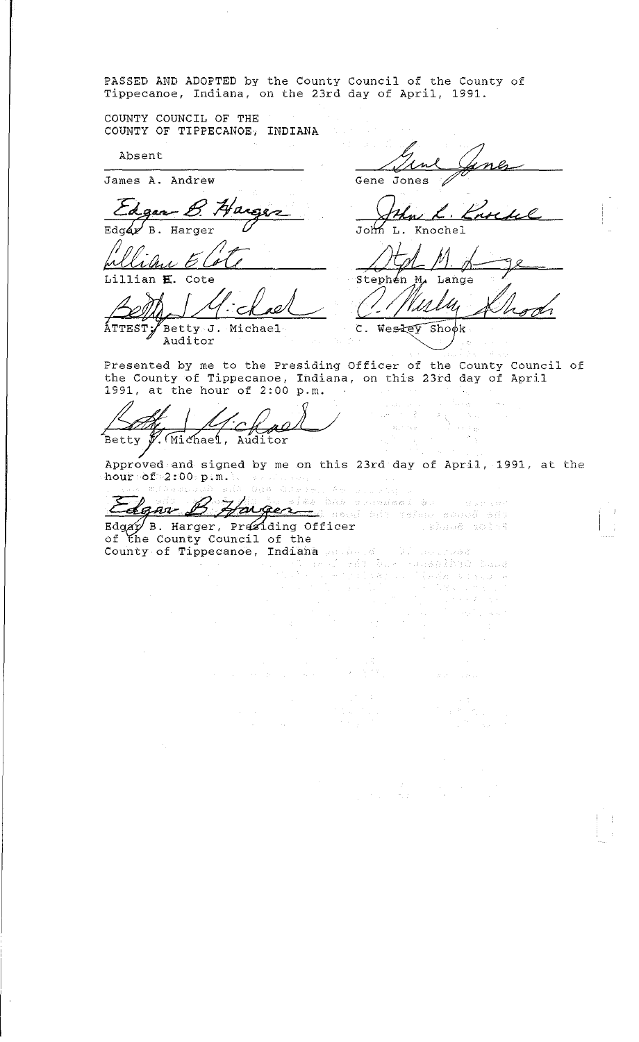PASSED AND ADOPTED by the County Council of the County of Tippecanoe, Indiana, on the 23rd day of April, 1991.

COUNTY COUNCIL OF THE
COUNTY OF TIPPECANOE, INDIANA

| | |
|---|---|
| Absent | |
| James A. Andrew | Gene Jones |
| Edgar B. Harger | John L. Knochel |
| Lillian E. Cote | Stephen M. Lange |
| ATTEST: Betty J. Michael, Auditor | C. Wesley Shook |

Presented by me to the Presiding Officer of the County Council of the County of Tippecanoe, Indiana, on this 23rd day of April 1991, at the hour of 2:00 p.m.

Betty J. Michael, Auditor

Approved and signed by me on this 23rd day of April, 1991, at the hour of 2:00 p.m.

Edgar B. Harger, Presiding Officer
of the County Council of the
County of Tippecanoe, Indiana